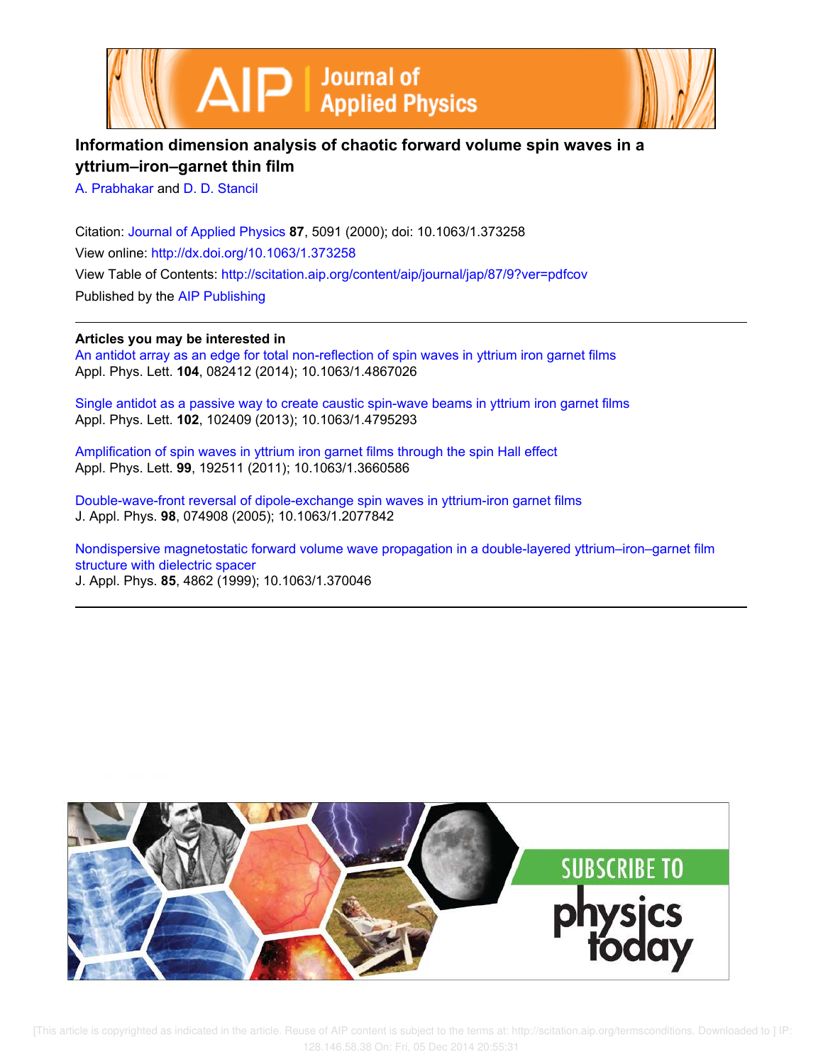# Information dimension analysis of chaotic forward volume spin waves in a yttrium–iron–garnet thin film

A. Prabhakar and D. D. Stancil

Citation: Journal of Applied Physics **87**, 5091 (2000); doi: 10.1063/1.373258

View online: http://dx.doi.org/10.1063/1.373258

View Table of Contents: http://scitation.aip.org/content/aip/journal/jap/87/9?ver=pdfcov

Published by the AIP Publishing

---

**Articles you may be interested in**

An antidot array as an edge for total non-reflection of spin waves in yttrium iron garnet films
Appl. Phys. Lett. **104**, 082412 (2014); 10.1063/1.4867026

Single antidot as a passive way to create caustic spin-wave beams in yttrium iron garnet films
Appl. Phys. Lett. **102**, 102409 (2013); 10.1063/1.4795293

Amplification of spin waves in yttrium iron garnet films through the spin Hall effect
Appl. Phys. Lett. **99**, 192511 (2011); 10.1063/1.3660586

Double-wave-front reversal of dipole-exchange spin waves in yttrium-iron garnet films
J. Appl. Phys. **98**, 074908 (2005); 10.1063/1.2077842

Nondispersive magnetostatic forward volume wave propagation in a double-layered yttrium–iron–garnet film structure with dielectric spacer
J. Appl. Phys. **85**, 4862 (1999); 10.1063/1.370046

---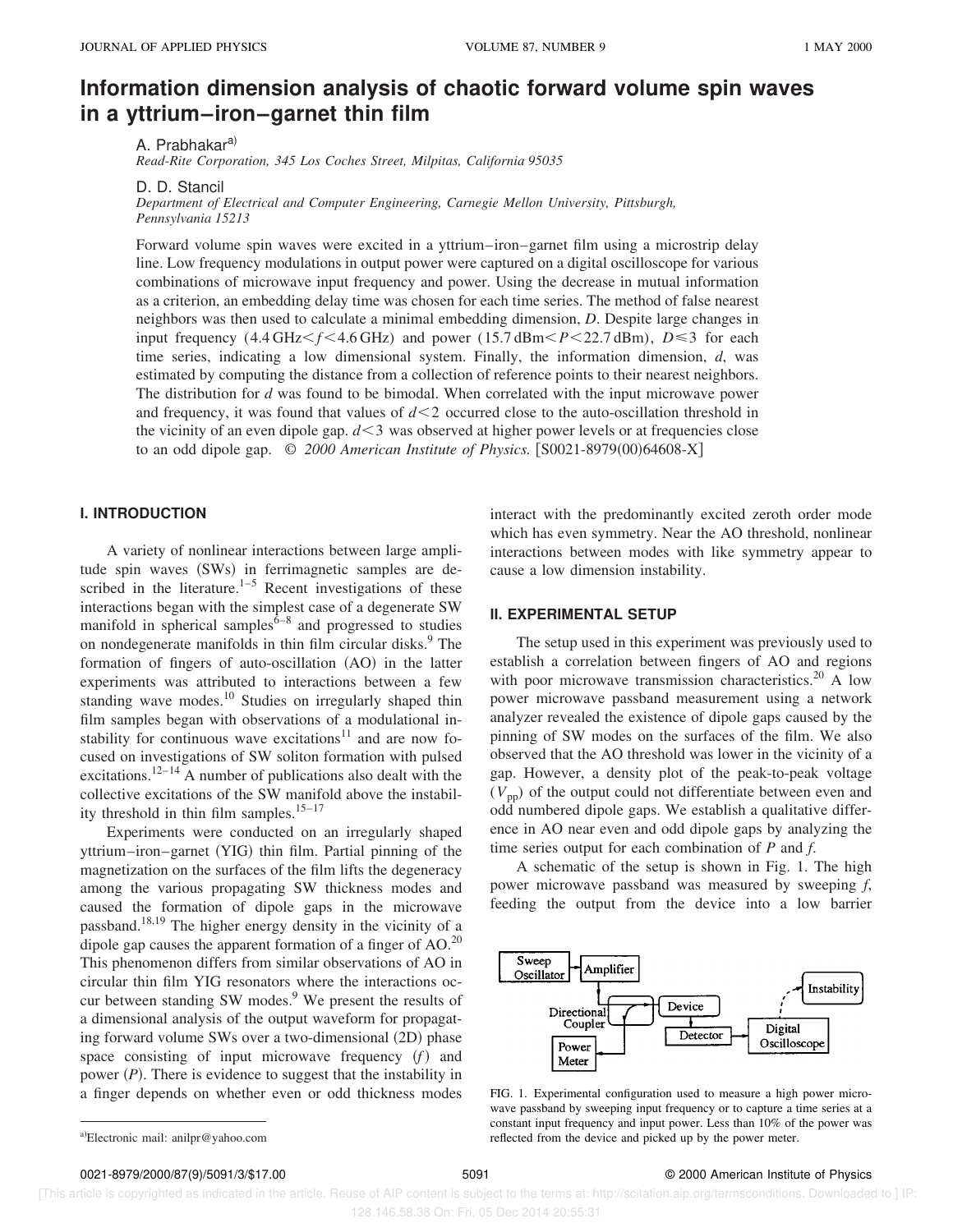# Information dimension analysis of chaotic forward volume spin waves in a yttrium–iron–garnet thin film

A. Prabhakar[a)]
*Read-Rite Corporation, 345 Los Coches Street, Milpitas, California 95035*

D. D. Stancil
*Department of Electrical and Computer Engineering, Carnegie Mellon University, Pittsburgh, Pennsylvania 15213*

Forward volume spin waves were excited in a yttrium–iron–garnet film using a microstrip delay line. Low frequency modulations in output power were captured on a digital oscilloscope for various combinations of microwave input frequency and power. Using the decrease in mutual information as a criterion, an embedding delay time was chosen for each time series. The method of false nearest neighbors was then used to calculate a minimal embedding dimension, $D$. Despite large changes in input frequency ($4.4\,\mathrm{GHz} < f < 4.6\,\mathrm{GHz}$) and power ($15.7\,\mathrm{dBm} < P < 22.7\,\mathrm{dBm}$), $D \leq 3$ for each time series, indicating a low dimensional system. Finally, the information dimension, $d$, was estimated by computing the distance from a collection of reference points to their nearest neighbors. The distribution for $d$ was found to be bimodal. When correlated with the input microwave power and frequency, it was found that values of $d < 2$ occurred close to the auto-oscillation threshold in the vicinity of an even dipole gap. $d < 3$ was observed at higher power levels or at frequencies close to an odd dipole gap. © *2000 American Institute of Physics.* [S0021-8979(00)64608-X]

## I. INTRODUCTION

A variety of nonlinear interactions between large amplitude spin waves (SWs) in ferrimagnetic samples are described in the literature.[1–5] Recent investigations of these interactions began with the simplest case of a degenerate SW manifold in spherical samples[6–8] and progressed to studies on nondegenerate manifolds in thin film circular disks.[9] The formation of fingers of auto-oscillation (AO) in the latter experiments was attributed to interactions between a few standing wave modes.[10] Studies on irregularly shaped thin film samples began with observations of a modulational instability for continuous wave excitations[11] and are now focused on investigations of SW soliton formation with pulsed excitations.[12–14] A number of publications also dealt with the collective excitations of the SW manifold above the instability threshold in thin film samples.[15–17]

Experiments were conducted on an irregularly shaped yttrium–iron–garnet (YIG) thin film. Partial pinning of the magnetization on the surfaces of the film lifts the degeneracy among the various propagating SW thickness modes and caused the formation of dipole gaps in the microwave passband.[18,19] The higher energy density in the vicinity of a dipole gap causes the apparent formation of a finger of AO.[20] This phenomenon differs from similar observations of AO in circular thin film YIG resonators where the interactions occur between standing SW modes.[9] We present the results of a dimensional analysis of the output waveform for propagating forward volume SWs over a two-dimensional (2D) phase space consisting of input microwave frequency ($f$) and power ($P$). There is evidence to suggest that the instability in a finger depends on whether even or odd thickness modes interact with the predominantly excited zeroth order mode which has even symmetry. Near the AO threshold, nonlinear interactions between modes with like symmetry appear to cause a low dimension instability.

## II. EXPERIMENTAL SETUP

The setup used in this experiment was previously used to establish a correlation between fingers of AO and regions with poor microwave transmission characteristics.[20] A low power microwave passband measurement using a network analyzer revealed the existence of dipole gaps caused by the pinning of SW modes on the surfaces of the film. We also observed that the AO threshold was lower in the vicinity of a gap. However, a density plot of the peak-to-peak voltage ($V_{\mathrm{pp}}$) of the output could not differentiate between even and odd numbered dipole gaps. We establish a qualitative difference in AO near even and odd dipole gaps by analyzing the time series output for each combination of $P$ and $f$.

A schematic of the setup is shown in Fig. 1. The high power microwave passband was measured by sweeping $f$, feeding the output from the device into a low barrier

FIG. 1. Experimental configuration used to measure a high power microwave passband by sweeping input frequency or to capture a time series at a constant input frequency and input power. Less than 10% of the power was reflected from the device and picked up by the power meter.

[a)]Electronic mail: anilpr@yahoo.com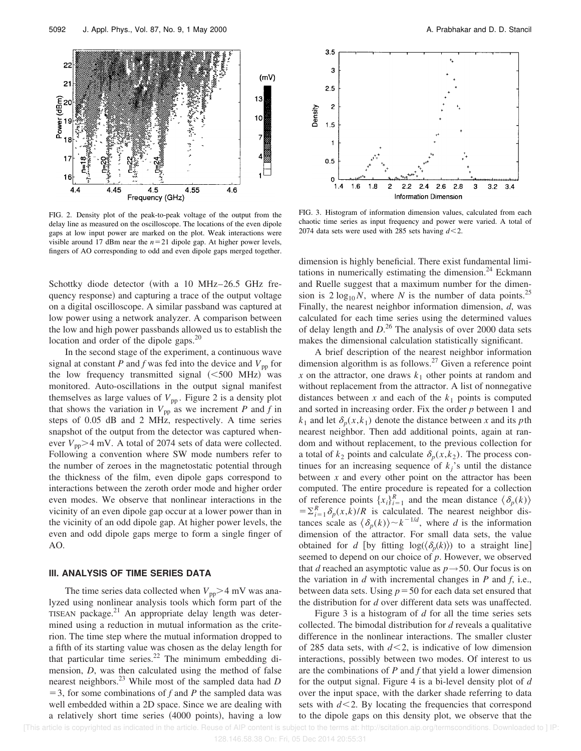FIG. 2. Density plot of the peak-to-peak voltage of the output from the delay line as measured on the oscilloscope. The locations of the even dipole gaps at low input power are marked on the plot. Weak interactions were visible around 17 dBm near the $n=21$ dipole gap. At higher power levels, fingers of AO corresponding to odd and even dipole gaps merged together.

FIG. 3. Histogram of information dimension values, calculated from each chaotic time series as input frequency and power were varied. A total of 2074 data sets were used with 285 sets having $d<2$.

Schottky diode detector (with a 10 MHz–26.5 GHz frequency response) and capturing a trace of the output voltage on a digital oscilloscope. A similar passband was captured at low power using a network analyzer. A comparison between the low and high power passbands allowed us to establish the location and order of the dipole gaps.[20]

In the second stage of the experiment, a continuous wave signal at constant $P$ and $f$ was fed into the device and $V_{\mathrm{pp}}$ for the low frequency transmitted signal (<500 MHz) was monitored. Auto-oscillations in the output signal manifest themselves as large values of $V_{\mathrm{pp}}$. Figure 2 is a density plot that shows the variation in $V_{\mathrm{pp}}$ as we increment $P$ and $f$ in steps of 0.05 dB and 2 MHz, respectively. A time series snapshot of the output from the detector was captured whenever $V_{\mathrm{pp}}>4$ mV. A total of 2074 sets of data were collected. Following a convention where SW mode numbers refer to the number of zeroes in the magnetostatic potential through the thickness of the film, even dipole gaps correspond to interactions between the zeroth order mode and higher order even modes. We observe that nonlinear interactions in the vicinity of an even dipole gap occur at a lower power than in the vicinity of an odd dipole gap. At higher power levels, the even and odd dipole gaps merge to form a single finger of AO.

## III. ANALYSIS OF TIME SERIES DATA

The time series data collected when $V_{\mathrm{pp}}>4$ mV was analyzed using nonlinear analysis tools which form part of the TISEAN package.[21] An appropriate delay length was determined using a reduction in mutual information as the criterion. The time step where the mutual information dropped to a fifth of its starting value was chosen as the delay length for that particular time series.[22] The minimum embedding dimension, $D$, was then calculated using the method of false nearest neighbors.[23] While most of the sampled data had $D=3$, for some combinations of $f$ and $P$ the sampled data was well embedded within a 2D space. Since we are dealing with a relatively short time series (4000 points), having a low dimension is highly beneficial. There exist fundamental limitations in numerically estimating the dimension.[24] Eckmann and Ruelle suggest that a maximum number for the dimension is $2\log_{10}N$, where $N$ is the number of data points.[25] Finally, the nearest neighbor information dimension, $d$, was calculated for each time series using the determined values of delay length and $D$.[26] The analysis of over 2000 data sets makes the dimensional calculation statistically significant.

A brief description of the nearest neighbor information dimension algorithm is as follows.[27] Given a reference point $x$ on the attractor, one draws $k_1$ other points at random and without replacement from the attractor. A list of nonnegative distances between $x$ and each of the $k_1$ points is computed and sorted in increasing order. Fix the order $p$ between 1 and $k_1$ and let $\delta_p(x,k_1)$ denote the distance between $x$ and its $p$th nearest neighbor. Then add additional points, again at random and without replacement, to the previous collection for a total of $k_2$ points and calculate $\delta_p(x,k_2)$. The process continues for an increasing sequence of $k_j$'s until the distance between $x$ and every other point on the attractor has been computed. The entire procedure is repeated for a collection of reference points $\{x_i\}_{i=1}^{R}$ and the mean distance $\langle\delta_p(k)\rangle=\sum_{i=1}^{R}\delta_p(x,k)/R$ is calculated. The nearest neighbor distances scale as $\langle\delta_p(k)\rangle\sim k^{-1/d}$, where $d$ is the information dimension of the attractor. For small data sets, the value obtained for $d$ [by fitting $\log(\langle\delta_p(k)\rangle)$ to a straight line] seemed to depend on our choice of $p$. However, we observed that $d$ reached an asymptotic value as $p\rightarrow 50$. Our focus is on the variation in $d$ with incremental changes in $P$ and $f$, i.e., between data sets. Using $p=50$ for each data set ensured that the distribution for $d$ over different data sets was unaffected.

Figure 3 is a histogram of $d$ for all the time series sets collected. The bimodal distribution for $d$ reveals a qualitative difference in the nonlinear interactions. The smaller cluster of 285 data sets, with $d<2$, is indicative of low dimension interactions, possibly between two modes. Of interest to us are the combinations of $P$ and $f$ that yield a lower dimension for the output signal. Figure 4 is a bi-level density plot of $d$ over the input space, with the darker shade referring to data sets with $d<2$. By locating the frequencies that correspond to the dipole gaps on this density plot, we observe that the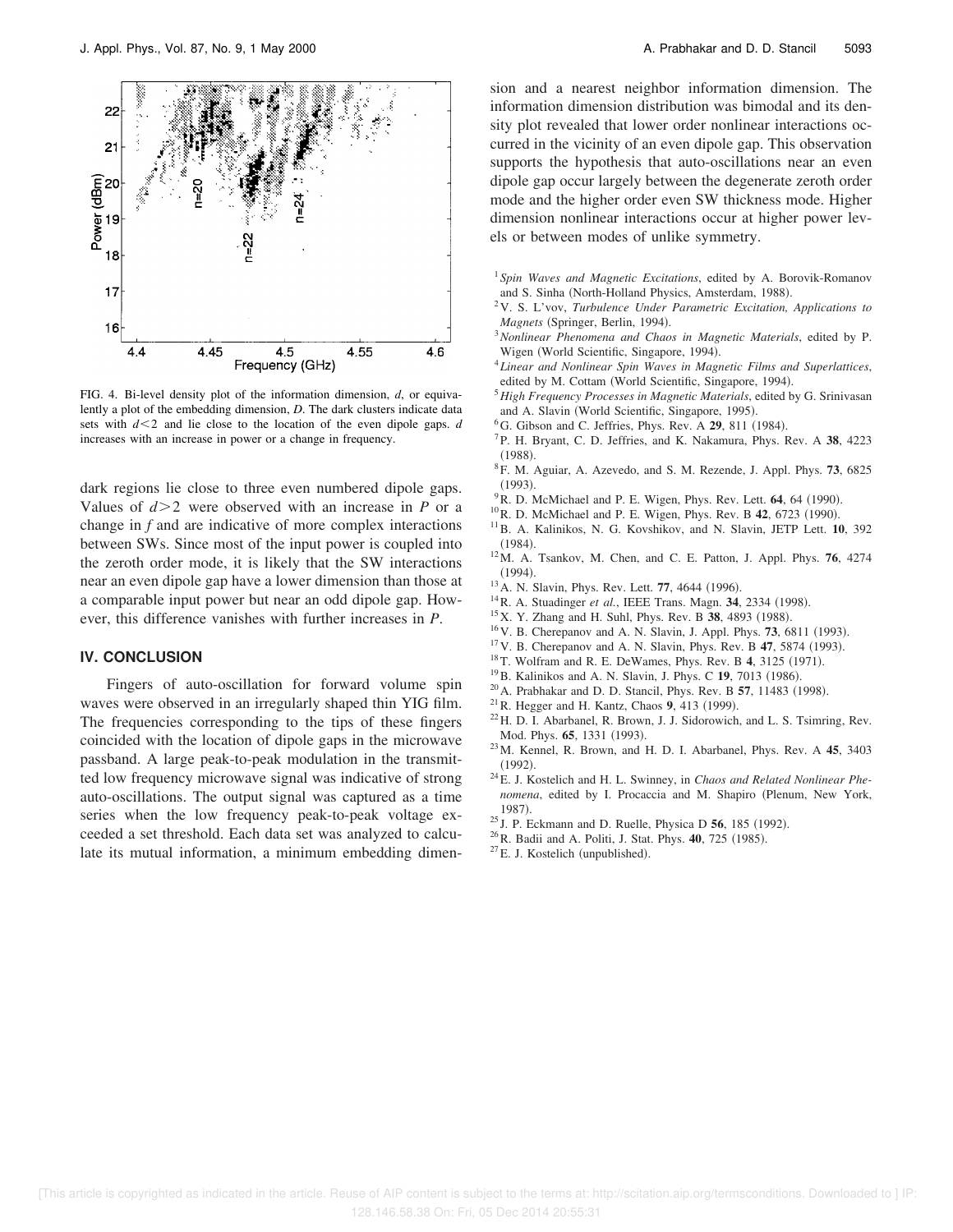22
21
20
19
18
17
16
Power (dBm)
4.4
4.45
4.5
4.55
4.6
Frequency (GHz)
n=20
n=22
n=24

FIG. 4. Bi-level density plot of the information dimension, $d$, or equivalently a plot of the embedding dimension, $D$. The dark clusters indicate data sets with $d<2$ and lie close to the location of the even dipole gaps. $d$ increases with an increase in power or a change in frequency.

dark regions lie close to three even numbered dipole gaps. Values of $d>2$ were observed with an increase in $P$ or a change in $f$ and are indicative of more complex interactions between SWs. Since most of the input power is coupled into the zeroth order mode, it is likely that the SW interactions near an even dipole gap have a lower dimension than those at a comparable input power but near an odd dipole gap. However, this difference vanishes with further increases in $P$.

## IV. CONCLUSION

Fingers of auto-oscillation for forward volume spin waves were observed in an irregularly shaped thin YIG film. The frequencies corresponding to the tips of these fingers coincided with the location of dipole gaps in the microwave passband. A large peak-to-peak modulation in the transmitted low frequency microwave signal was indicative of strong auto-oscillations. The output signal was captured as a time series when the low frequency peak-to-peak voltage exceeded a set threshold. Each data set was analyzed to calculate its mutual information, a minimum embedding dimension and a nearest neighbor information dimension. The information dimension distribution was bimodal and its density plot revealed that lower order nonlinear interactions occurred in the vicinity of an even dipole gap. This observation supports the hypothesis that auto-oscillations near an even dipole gap occur largely between the degenerate zeroth order mode and the higher order even SW thickness mode. Higher dimension nonlinear interactions occur at higher power levels or between modes of unlike symmetry.

[1] *Spin Waves and Magnetic Excitations*, edited by A. Borovik-Romanov and S. Sinha (North-Holland Physics, Amsterdam, 1988).
[2] V. S. L'vov, *Turbulence Under Parametric Excitation, Applications to Magnets* (Springer, Berlin, 1994).
[3] *Nonlinear Phenomena and Chaos in Magnetic Materials*, edited by P. Wigen (World Scientific, Singapore, 1994).
[4] *Linear and Nonlinear Spin Waves in Magnetic Films and Superlattices*, edited by M. Cottam (World Scientific, Singapore, 1994).
[5] *High Frequency Processes in Magnetic Materials*, edited by G. Srinivasan and A. Slavin (World Scientific, Singapore, 1995).
[6] G. Gibson and C. Jeffries, Phys. Rev. A **29**, 811 (1984).
[7] P. H. Bryant, C. D. Jeffries, and K. Nakamura, Phys. Rev. A **38**, 4223 (1988).
[8] F. M. Aguiar, A. Azevedo, and S. M. Rezende, J. Appl. Phys. **73**, 6825 (1993).
[9] R. D. McMichael and P. E. Wigen, Phys. Rev. Lett. **64**, 64 (1990).
[10] R. D. McMichael and P. E. Wigen, Phys. Rev. B **42**, 6723 (1990).
[11] B. A. Kalinikos, N. G. Kovshikov, and N. Slavin, JETP Lett. **10**, 392 (1984).
[12] M. A. Tsankov, M. Chen, and C. E. Patton, J. Appl. Phys. **76**, 4274 (1994).
[13] A. N. Slavin, Phys. Rev. Lett. **77**, 4644 (1996).
[14] R. A. Stuadinger *et al.*, IEEE Trans. Magn. **34**, 2334 (1998).
[15] X. Y. Zhang and H. Suhl, Phys. Rev. B **38**, 4893 (1988).
[16] V. B. Cherepanov and A. N. Slavin, J. Appl. Phys. **73**, 6811 (1993).
[17] V. B. Cherepanov and A. N. Slavin, Phys. Rev. B **47**, 5874 (1993).
[18] T. Wolfram and R. E. DeWames, Phys. Rev. B **4**, 3125 (1971).
[19] B. Kalinikos and A. N. Slavin, J. Phys. C **19**, 7013 (1986).
[20] A. Prabhakar and D. D. Stancil, Phys. Rev. B **57**, 11483 (1998).
[21] R. Hegger and H. Kantz, Chaos **9**, 413 (1999).
[22] H. D. I. Abarbanel, R. Brown, J. J. Sidorowich, and L. S. Tsimring, Rev. Mod. Phys. **65**, 1331 (1993).
[23] M. Kennel, R. Brown, and H. D. I. Abarbanel, Phys. Rev. A **45**, 3403 (1992).
[24] E. J. Kostelich and H. L. Swinney, in *Chaos and Related Nonlinear Phenomena*, edited by I. Procaccia and M. Shapiro (Plenum, New York, 1987).
[25] J. P. Eckmann and D. Ruelle, Physica D **56**, 185 (1992).
[26] R. Badii and A. Politi, J. Stat. Phys. **40**, 725 (1985).
[27] E. J. Kostelich (unpublished).